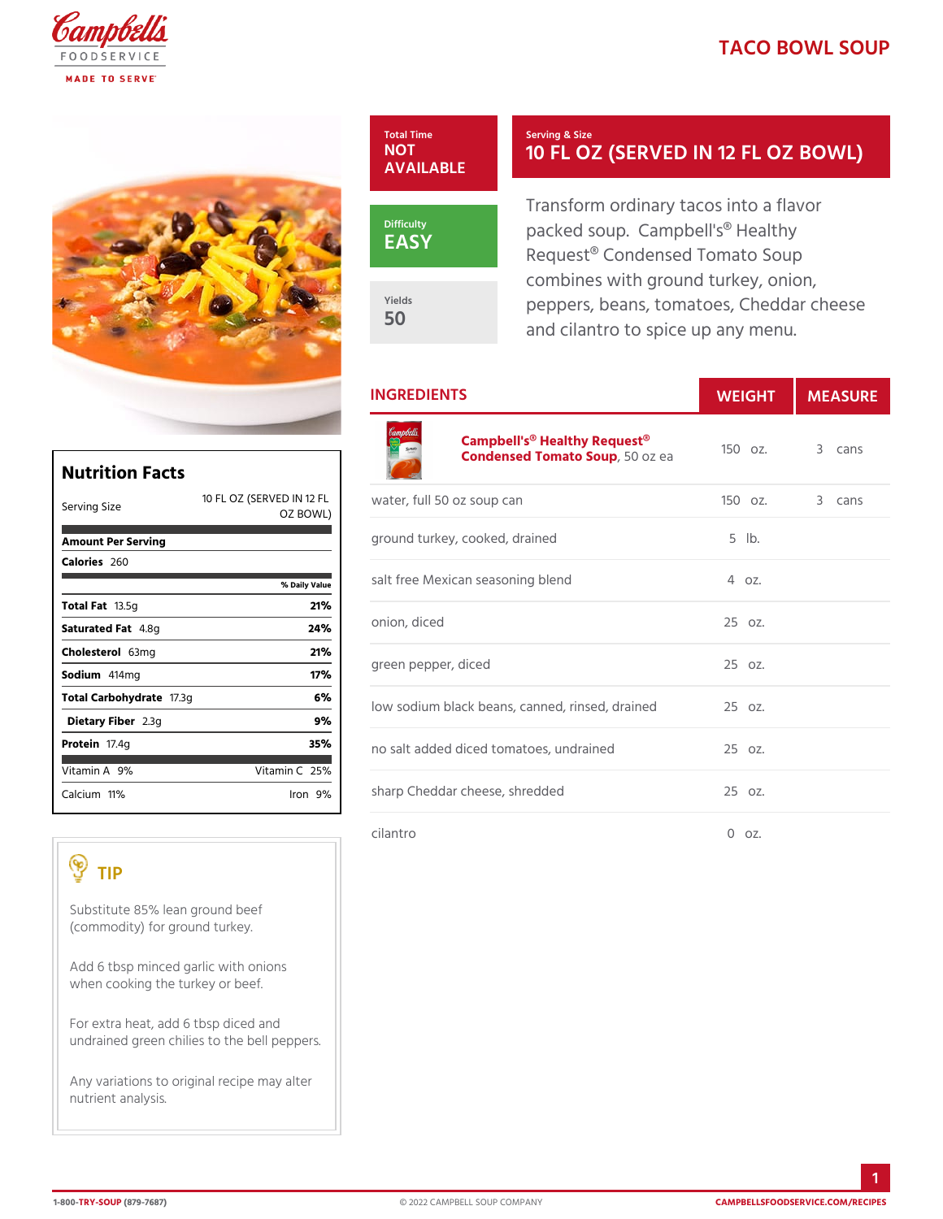# TACO BOWL SOUP

**Total Time**
NOT AVAILABLE

**Serving & Size**
10 FL OZ (SERVED IN 12 FL OZ BOWL)

**Difficulty**
EASY

**Yields**
50

Transform ordinary tacos into a flavor packed soup. Campbell's® Healthy Request® Condensed Tomato Soup combines with ground turkey, onion, peppers, beans, tomatoes, Cheddar cheese and cilantro to spice up any menu.

## INGREDIENTS

| Ingredient | Weight | Measure |
|---|---|---|
| **Campbell's® Healthy Request® Condensed Tomato Soup**, 50 oz ea | 150 oz. | 3 cans |
| water, full 50 oz soup can | 150 oz. | 3 cans |
| ground turkey, cooked, drained | 5 lb. | |
| salt free Mexican seasoning blend | 4 oz. | |
| onion, diced | 25 oz. | |
| green pepper, diced | 25 oz. | |
| low sodium black beans, canned, rinsed, drained | 25 oz. | |
| no salt added diced tomatoes, undrained | 25 oz. | |
| sharp Cheddar cheese, shredded | 25 oz. | |
| cilantro | 0 oz. | |

## Nutrition Facts

| Serving Size | 10 FL OZ (SERVED IN 12 FL OZ BOWL) |
|---|---|
| **Amount Per Serving** | |
| **Calories** 260 | |
| | **% Daily Value** |
| **Total Fat** 13.5g | 21% |
| **Saturated Fat** 4.8g | 24% |
| **Cholesterol** 63mg | 21% |
| **Sodium** 414mg | 17% |
| **Total Carbohydrate** 17.3g | 6% |
| **Dietary Fiber** 2.3g | 9% |
| **Protein** 17.4g | 35% |
| Vitamin A 9% | Vitamin C 25% |
| Calcium 11% | Iron 9% |

## TIP

Substitute 85% lean ground beef (commodity) for ground turkey.

Add 6 tbsp minced garlic with onions when cooking the turkey or beef.

For extra heat, add 6 tbsp diced and undrained green chilies to the bell peppers.

Any variations to original recipe may alter nutrient analysis.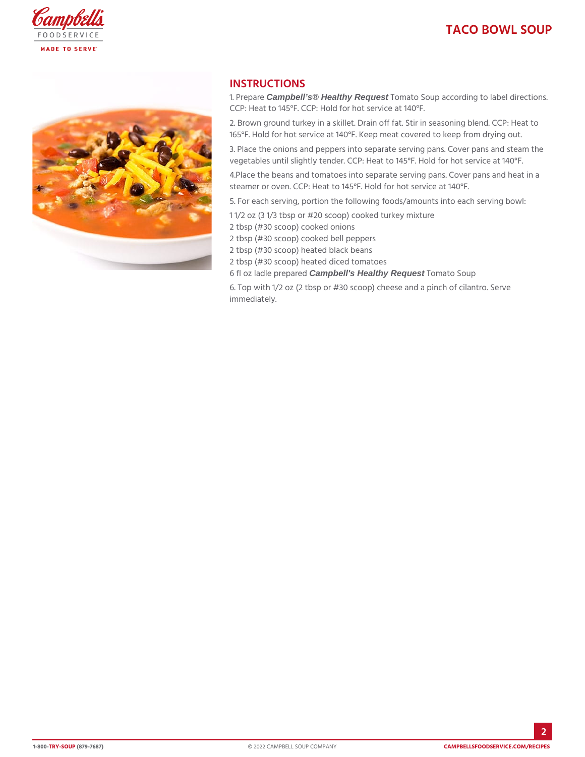## INSTRUCTIONS

1. Prepare ***Campbell's® Healthy Request*** Tomato Soup according to label directions. CCP: Heat to 145°F. CCP: Hold for hot service at 140°F.

2. Brown ground turkey in a skillet. Drain off fat. Stir in seasoning blend. CCP: Heat to 165°F. Hold for hot service at 140°F. Keep meat covered to keep from drying out.

3. Place the onions and peppers into separate serving pans. Cover pans and steam the vegetables until slightly tender. CCP: Heat to 145°F. Hold for hot service at 140°F.

4.Place the beans and tomatoes into separate serving pans. Cover pans and heat in a steamer or oven. CCP: Heat to 145°F. Hold for hot service at 140°F.

5. For each serving, portion the following foods/amounts into each serving bowl:

1 1/2 oz (3 1/3 tbsp or #20 scoop) cooked turkey mixture
2 tbsp (#30 scoop) cooked onions
2 tbsp (#30 scoop) cooked bell peppers
2 tbsp (#30 scoop) heated black beans
2 tbsp (#30 scoop) heated diced tomatoes
6 fl oz ladle prepared ***Campbell's Healthy Request*** Tomato Soup

6. Top with 1/2 oz (2 tbsp or #30 scoop) cheese and a pinch of cilantro. Serve immediately.